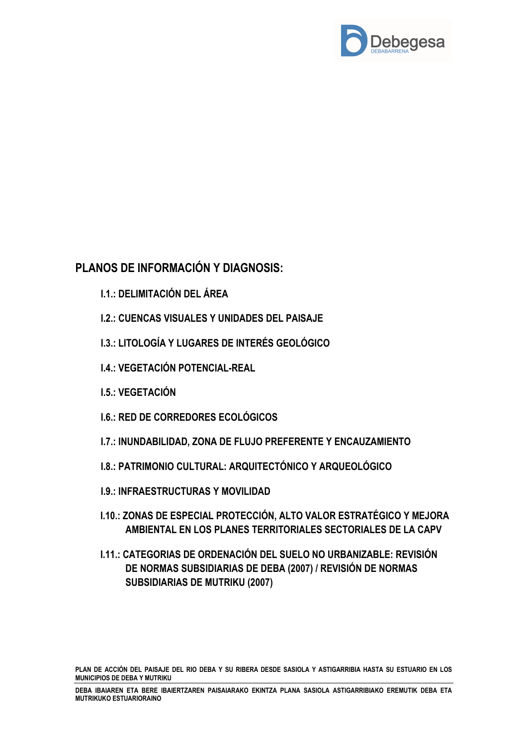## PLANOS DE INFORMACIÓN Y DIAGNOSIS:

- **I.1.: DELIMITACIÓN DEL ÁREA**
- **I.2.: CUENCAS VISUALES Y UNIDADES DEL PAISAJE**
- **I.3.: LITOLOGÍA Y LUGARES DE INTERÉS GEOLÓGICO**
- **I.4.: VEGETACIÓN POTENCIAL-REAL**
- **I.5.: VEGETACIÓN**
- **I.6.: RED DE CORREDORES ECOLÓGICOS**
- **I.7.: INUNDABILIDAD, ZONA DE FLUJO PREFERENTE Y ENCAUZAMIENTO**
- **I.8.: PATRIMONIO CULTURAL: ARQUITECTÓNICO Y ARQUEOLÓGICO**
- **I.9.: INFRAESTRUCTURAS Y MOVILIDAD**
- **I.10.: ZONAS DE ESPECIAL PROTECCIÓN, ALTO VALOR ESTRATÉGICO Y MEJORA AMBIENTAL EN LOS PLANES TERRITORIALES SECTORIALES DE LA CAPV**
- **I.11.: CATEGORIAS DE ORDENACIÓN DEL SUELO NO URBANIZABLE: REVISIÓN DE NORMAS SUBSIDIARIAS DE DEBA (2007) / REVISIÓN DE NORMAS SUBSIDIARIAS DE MUTRIKU (2007)**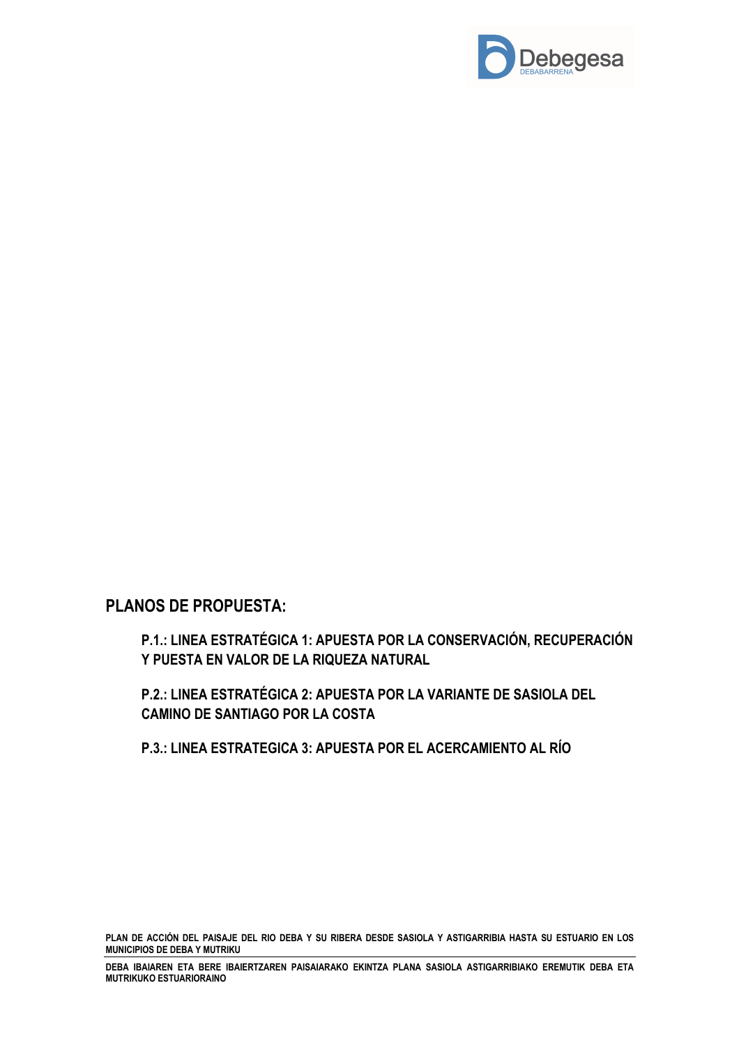## PLANOS DE PROPUESTA:

**P.1.: LINEA ESTRATÉGICA 1: APUESTA POR LA CONSERVACIÓN, RECUPERACIÓN Y PUESTA EN VALOR DE LA RIQUEZA NATURAL**

**P.2.: LINEA ESTRATÉGICA 2: APUESTA POR LA VARIANTE DE SASIOLA DEL CAMINO DE SANTIAGO POR LA COSTA**

**P.3.: LINEA ESTRATEGICA 3: APUESTA POR EL ACERCAMIENTO AL RÍO**